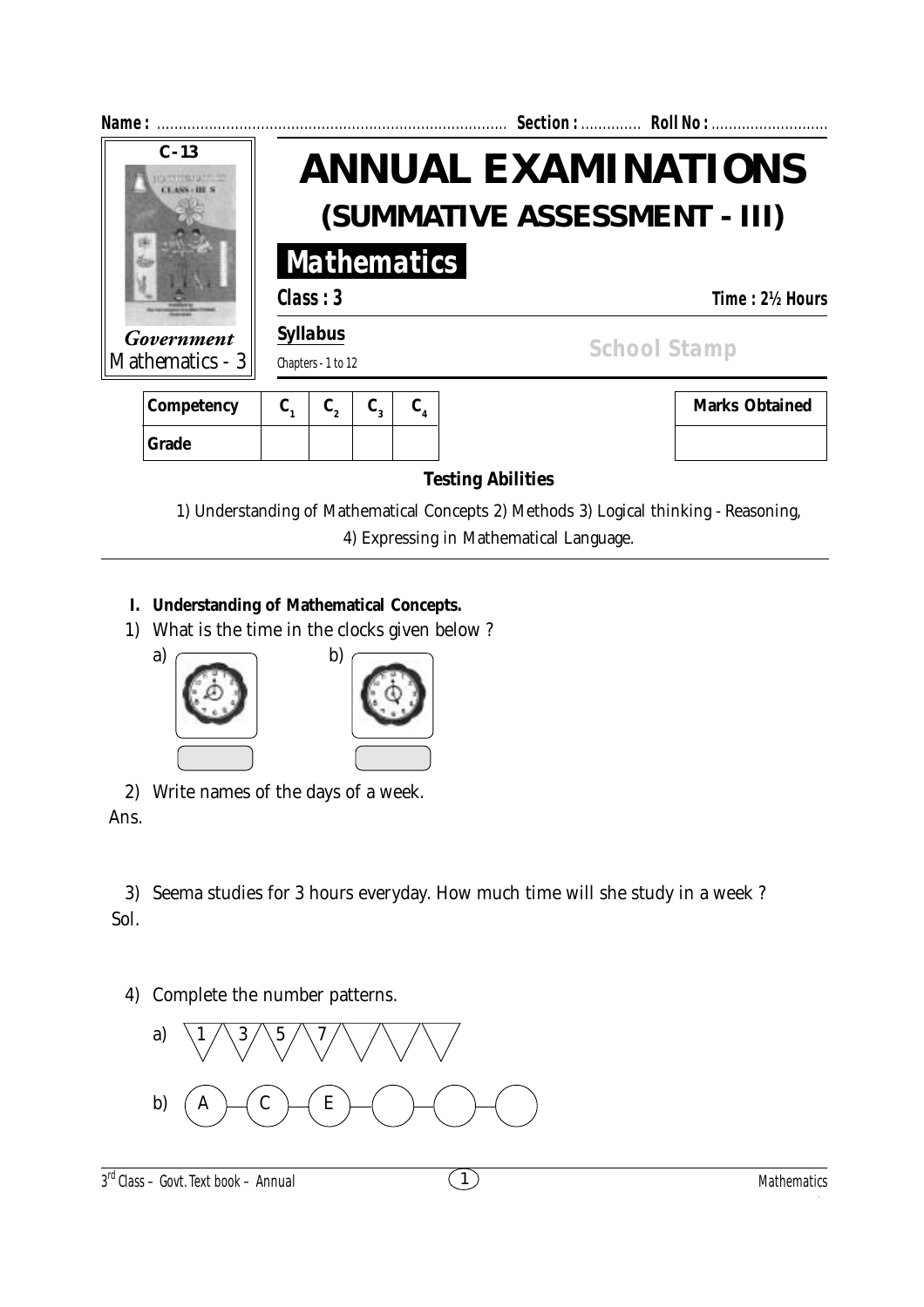**Name :** ................................................................................ **Section :** ............. **Roll No :** ...........................

C - 13

*Government*
Mathematics - 3

# ANNUAL EXAMINATIONS
## (SUMMATIVE ASSESSMENT - III)

**Mathematics**

**Class : 3** — **Time : 2½ Hours**

**Syllabus**
Chapters - 1 to 12

School Stamp

| Competency | $C_1$ | $C_2$ | $C_3$ | $C_4$ |
|---|---|---|---|---|
| Grade | | | | |

| Marks Obtained |
|---|
| |

**Testing Abilities**

1) Understanding of Mathematical Concepts 2) Methods 3) Logical thinking - Reasoning, 4) Expressing in Mathematical Language.

**I. Understanding of Mathematical Concepts.**

1) What is the time in the clocks given below ?

a) ________ b) ________

2) Write names of the days of a week.

Ans.

3) Seema studies for 3 hours everyday. How much time will she study in a week ?

Sol.

4) Complete the number patterns.

a) 1, 3, 5, 7, ___, ___, ___, ___

b) A — C — E — ___ — ___ — ___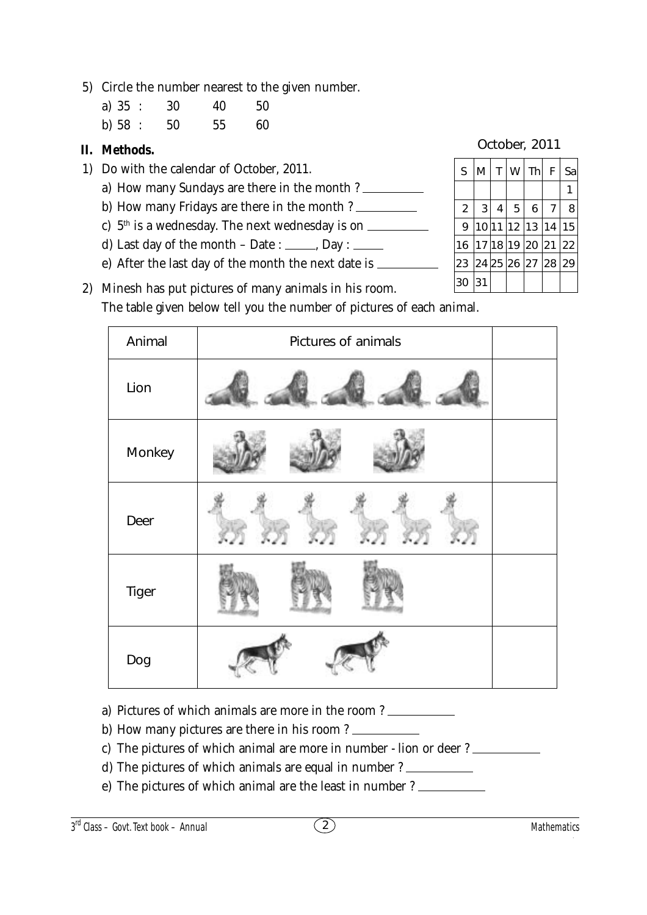5) Circle the number nearest to the given number.

a) 35 : 30 40 50

b) 58 : 50 55 60

## II. Methods.

1) Do with the calendar of October, 2011.

a) How many Sundays are there in the month ? __________

b) How many Fridays are there in the month ? __________

c) $5^{th}$ is a wednesday. The next wednesday is on __________

d) Last day of the month – Date : _____, Day : _____

e) After the last day of the month the next date is __________

October, 2011

| S | M | T | W | Th | F | Sa |
|---|---|---|---|---|---|---|
| | | | | | | 1 |
| 2 | 3 | 4 | 5 | 6 | 7 | 8 |
| 9 | 10 | 11 | 12 | 13 | 14 | 15 |
| 16 | 17 | 18 | 19 | 20 | 21 | 22 |
| 23 | 24 | 25 | 26 | 27 | 28 | 29 |
| 30 | 31 | | | | | |

2) Minesh has put pictures of many animals in his room.

The table given below tell you the number of pictures of each animal.

| Animal | Pictures of animals | |
|---|---|---|
| Lion | 🦁 🦁 🦁 🦁 🦁 | |
| Monkey | 🐒 🐒 🐒 | |
| Deer | 🦌 🦌 🦌 🦌 🦌 🦌 | |
| Tiger | 🐅 🐅 🐅 | |
| Dog | 🐕 🐕 | |

a) Pictures of which animals are more in the room ? __________

b) How many pictures are there in his room ? __________

c) The pictures of which animal are more in number - lion or deer ? __________

d) The pictures of which animals are equal in number ? __________

e) The pictures of which animal are the least in number ? __________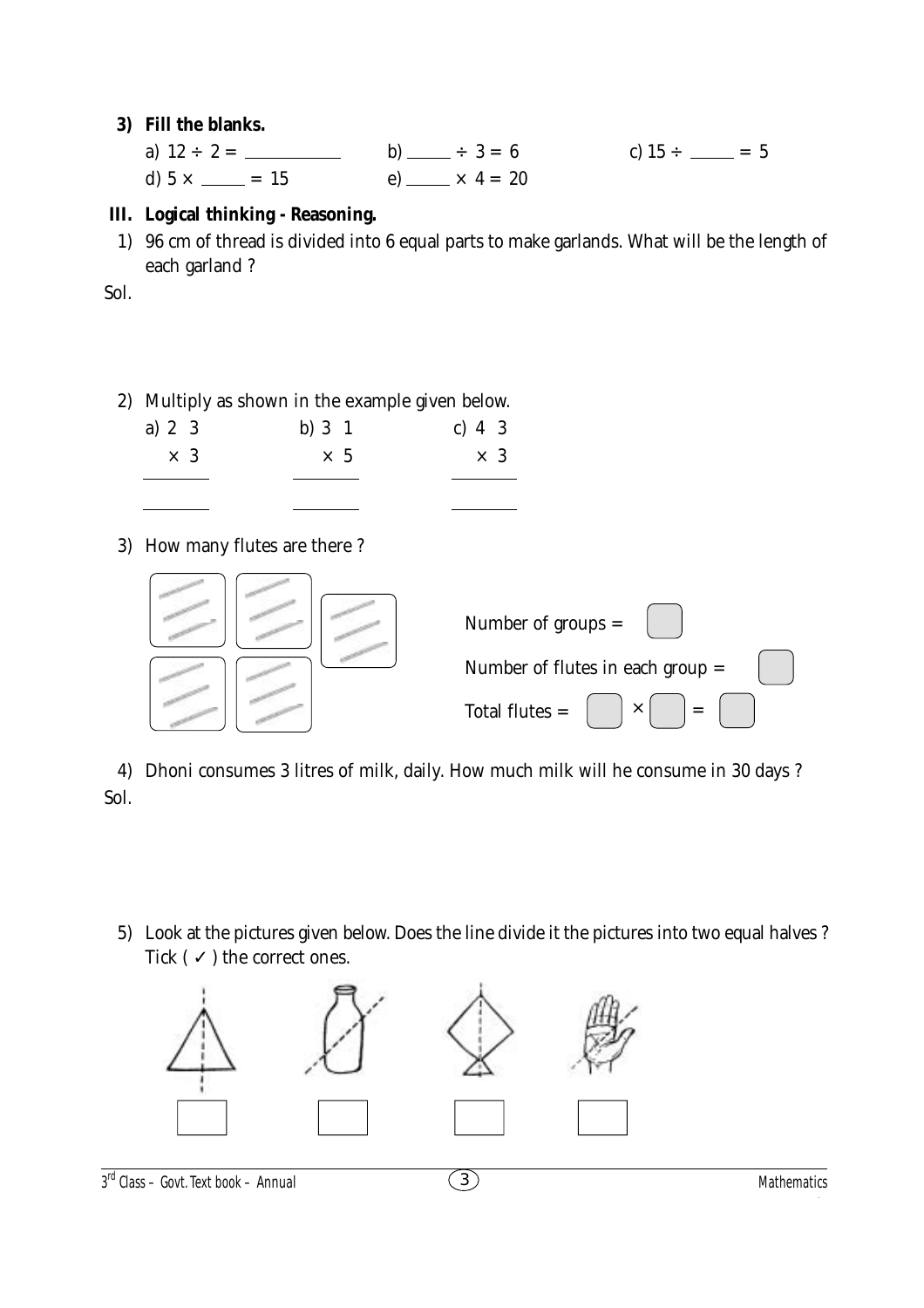**3) Fill the blanks.**

a) $12 \div 2 =$ ________ b) ______ $\div 3 = 6$ c) $15 \div$ ______ $= 5$

d) $5 \times$ ______ $= 15$ e) ______ $\times 4 = 20$

**III. Logical thinking - Reasoning.**

1) 96 cm of thread is divided into 6 equal parts to make garlands. What will be the length of each garland ?

Sol.

2) Multiply as shown in the example given below.

a)
```
  2 3
× 3
-----

-----
```

b)
```
  3 1
× 5
-----

-----
```

c)
```
  4 3
× 3
-----

-----
```

3) How many flutes are there ?

Number of groups = ☐

Number of flutes in each group = ☐

Total flutes = ☐ × ☐ = ☐

4) Dhoni consumes 3 litres of milk, daily. How much milk will he consume in 30 days ?

Sol.

5) Look at the pictures given below. Does the line divide it the pictures into two equal halves ? Tick ( ✓ ) the correct ones.

☐ ☐ ☐ ☐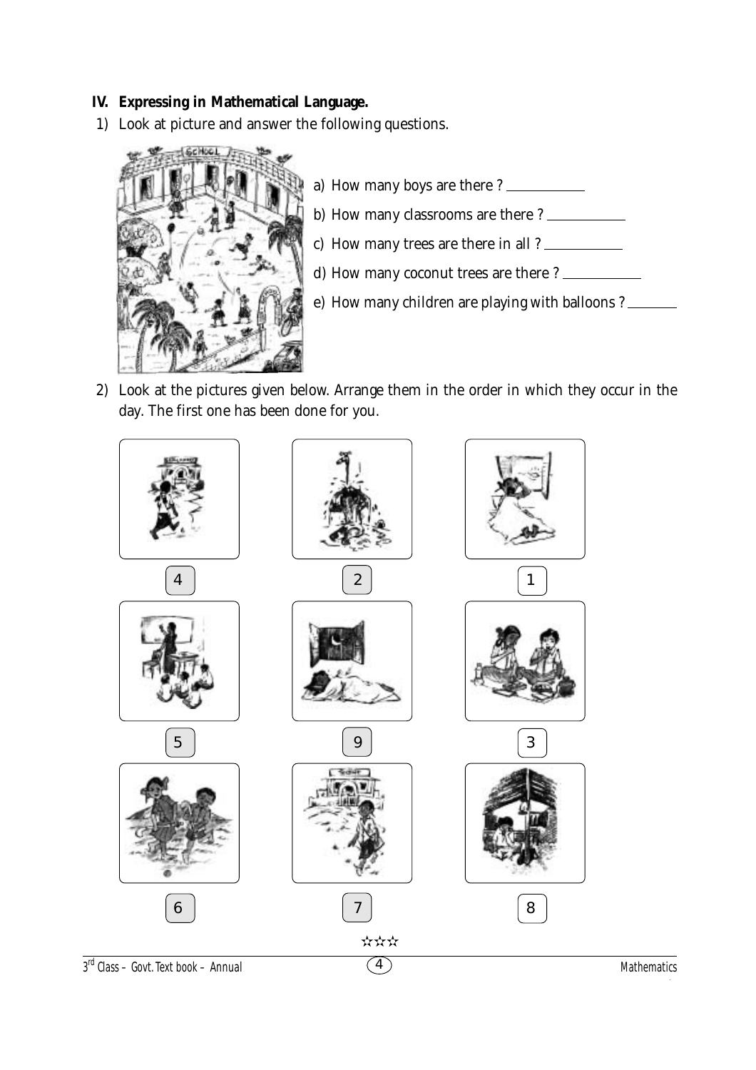**IV. Expressing in Mathematical Language.**

1) Look at picture and answer the following questions.

a) How many boys are there ? ___________

b) How many classrooms are there ? ___________

c) How many trees are there in all ? ___________

d) How many coconut trees are there ? ___________

e) How many children are playing with balloons ? _______

2) Look at the pictures given below. Arrange them in the order in which they occur in the day. The first one has been done for you.

| | | |
|---|---|---|
| 4 | 2 | 1 |
| 5 | 9 | 3 |
| 6 | 7 | 8 |

☆☆☆